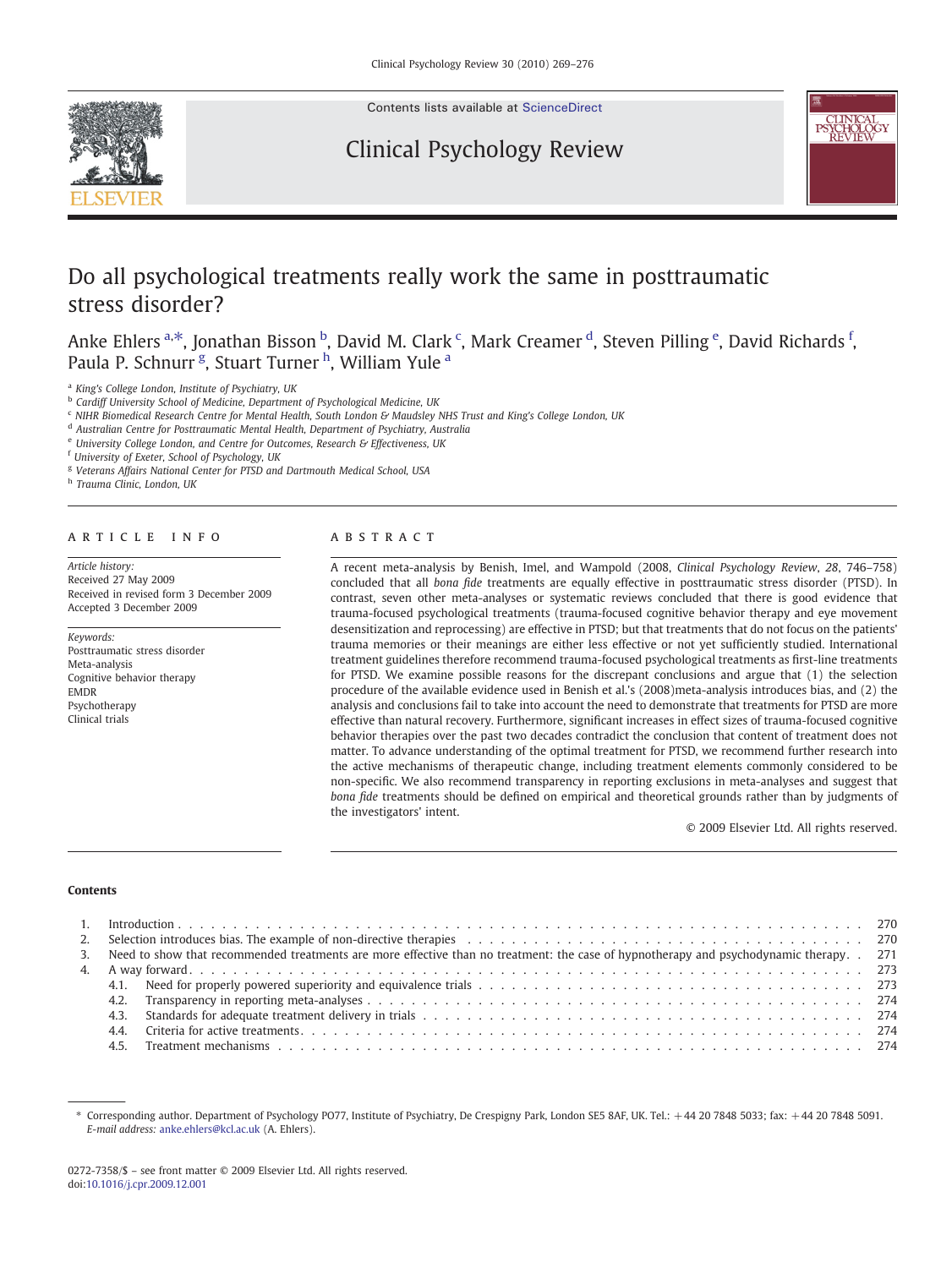Contents lists available at ScienceDirect

Clinical Psychology Review

# Do all psychological treatments really work the same in posttraumatic stress disorder?

Anke Ehlers [a,*], Jonathan Bisson [b], David M. Clark [c], Mark Creamer [d], Steven Pilling [e], David Richards [f], Paula P. Schnurr [g], Stuart Turner [h], William Yule [a]

[a] King's College London, Institute of Psychiatry, UK
[b] Cardiff University School of Medicine, Department of Psychological Medicine, UK
[c] NIHR Biomedical Research Centre for Mental Health, South London & Maudsley NHS Trust and King's College London, UK
[d] Australian Centre for Posttraumatic Mental Health, Department of Psychiatry, Australia
[e] University College London, and Centre for Outcomes, Research & Effectiveness, UK
[f] University of Exeter, School of Psychology, UK
[g] Veterans Affairs National Center for PTSD and Dartmouth Medical School, USA
[h] Trauma Clinic, London, UK

## ARTICLE INFO

*Article history:*
Received 27 May 2009
Received in revised form 3 December 2009
Accepted 3 December 2009

*Keywords:*
Posttraumatic stress disorder
Meta-analysis
Cognitive behavior therapy
EMDR
Psychotherapy
Clinical trials

## ABSTRACT

A recent meta-analysis by Benish, Imel, and Wampold (2008, *Clinical Psychology Review*, *28*, 746–758) concluded that all *bona fide* treatments are equally effective in posttraumatic stress disorder (PTSD). In contrast, seven other meta-analyses or systematic reviews concluded that there is good evidence that trauma-focused psychological treatments (trauma-focused cognitive behavior therapy and eye movement desensitization and reprocessing) are effective in PTSD; but that treatments that do not focus on the patients' trauma memories or their meanings are either less effective or not yet sufficiently studied. International treatment guidelines therefore recommend trauma-focused psychological treatments as first-line treatments for PTSD. We examine possible reasons for the discrepant conclusions and argue that (1) the selection procedure of the available evidence used in Benish et al.'s (2008)meta-analysis introduces bias, and (2) the analysis and conclusions fail to take into account the need to demonstrate that treatments for PTSD are more effective than natural recovery. Furthermore, significant increases in effect sizes of trauma-focused cognitive behavior therapies over the past two decades contradict the conclusion that content of treatment does not matter. To advance understanding of the optimal treatment for PTSD, we recommend further research into the active mechanisms of therapeutic change, including treatment elements commonly considered to be non-specific. We also recommend transparency in reporting exclusions in meta-analyses and suggest that *bona fide* treatments should be defined on empirical and theoretical grounds rather than by judgments of the investigators' intent.

© 2009 Elsevier Ltd. All rights reserved.

**Contents**

1. Introduction . . . 270
2. Selection introduces bias. The example of non-directive therapies . . . 270
3. Need to show that recommended treatments are more effective than no treatment: the case of hypnotherapy and psychodynamic therapy . . . 271
4. A way forward . . . 273
   - 4.1. Need for properly powered superiority and equivalence trials . . . 273
   - 4.2. Transparency in reporting meta-analyses . . . 274
   - 4.3. Standards for adequate treatment delivery in trials . . . 274
   - 4.4. Criteria for active treatments . . . 274
   - 4.5. Treatment mechanisms . . . 274

* Corresponding author. Department of Psychology PO77, Institute of Psychiatry, De Crespigny Park, London SE5 8AF, UK. Tel.: +44 20 7848 5033; fax: +44 20 7848 5091. *E-mail address:* anke.ehlers@kcl.ac.uk (A. Ehlers).

0272-7358/$ – see front matter © 2009 Elsevier Ltd. All rights reserved.
doi:10.1016/j.cpr.2009.12.001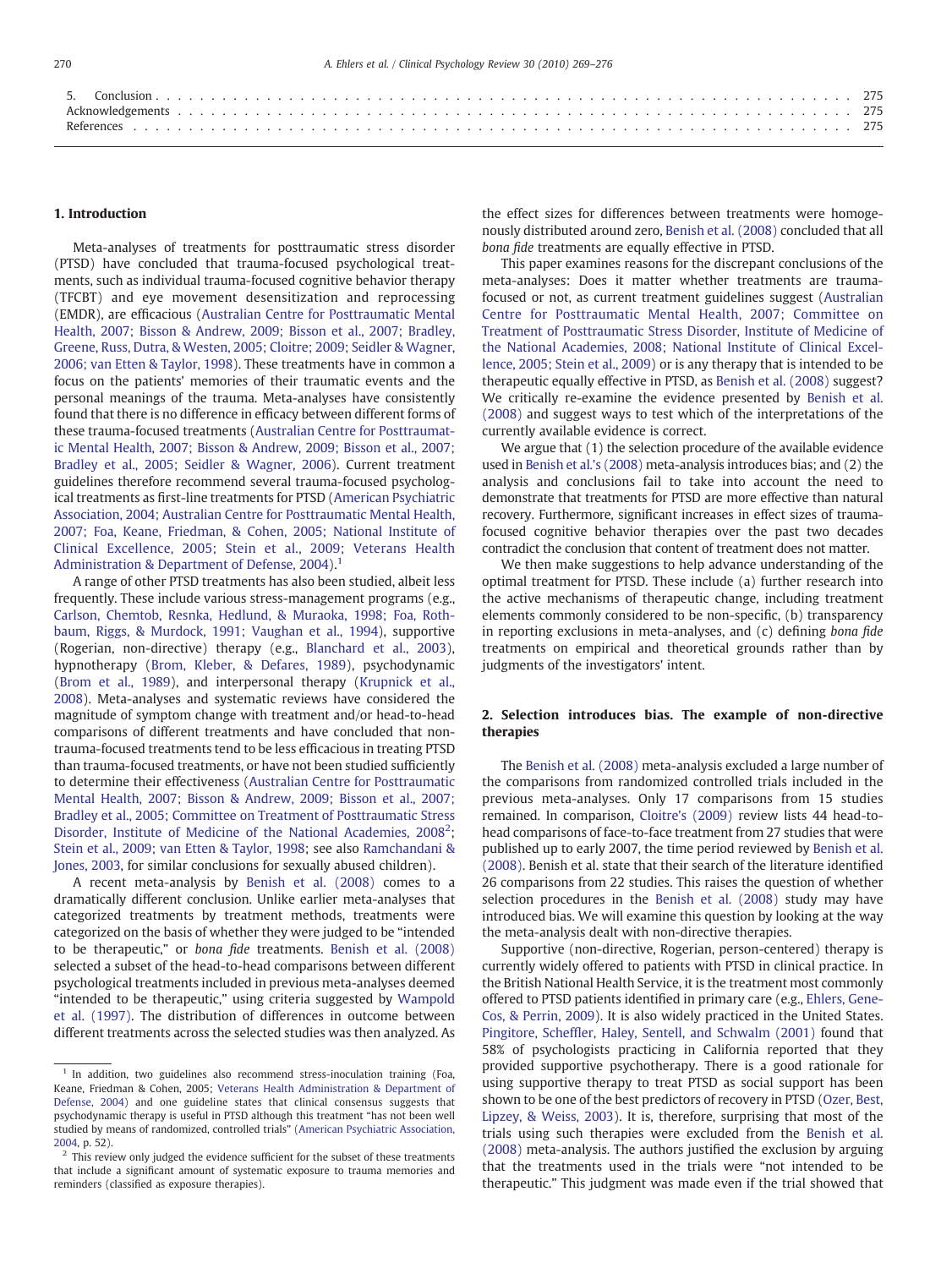5. Conclusion . . . . . . . . . . . . . . . . . . . . . . . . . . . . . . . . . . . . . . . . . . . . . . . . . . . . . . . . . . . . . . . . . . . . . . . 275
Acknowledgements . . . . . . . . . . . . . . . . . . . . . . . . . . . . . . . . . . . . . . . . . . . . . . . . . . . . . . . . . . . . . . . . . . . . 275
References . . . . . . . . . . . . . . . . . . . . . . . . . . . . . . . . . . . . . . . . . . . . . . . . . . . . . . . . . . . . . . . . . . . . . . . . . 275

## 1. Introduction

Meta-analyses of treatments for posttraumatic stress disorder (PTSD) have concluded that trauma-focused psychological treatments, such as individual trauma-focused cognitive behavior therapy (TFCBT) and eye movement desensitization and reprocessing (EMDR), are efficacious (Australian Centre for Posttraumatic Mental Health, 2007; Bisson & Andrew, 2009; Bisson et al., 2007; Bradley, Greene, Russ, Dutra, & Westen, 2005; Cloitre; 2009; Seidler & Wagner, 2006; van Etten & Taylor, 1998). These treatments have in common a focus on the patients' memories of their traumatic events and the personal meanings of the trauma. Meta-analyses have consistently found that there is no difference in efficacy between different forms of these trauma-focused treatments (Australian Centre for Posttraumatic Mental Health, 2007; Bisson & Andrew, 2009; Bisson et al., 2007; Bradley et al., 2005; Seidler & Wagner, 2006). Current treatment guidelines therefore recommend several trauma-focused psychological treatments as first-line treatments for PTSD (American Psychiatric Association, 2004; Australian Centre for Posttraumatic Mental Health, 2007; Foa, Keane, Friedman, & Cohen, 2005; National Institute of Clinical Excellence, 2005; Stein et al., 2009; Veterans Health Administration & Department of Defense, 2004).[1]

A range of other PTSD treatments has also been studied, albeit less frequently. These include various stress-management programs (e.g., Carlson, Chemtob, Resnka, Hedlund, & Muraoka, 1998; Foa, Rothbaum, Riggs, & Murdock, 1991; Vaughan et al., 1994), supportive (Rogerian, non-directive) therapy (e.g., Blanchard et al., 2003), hypnotherapy (Brom, Kleber, & Defares, 1989), psychodynamic (Brom et al., 1989), and interpersonal therapy (Krupnick et al., 2008). Meta-analyses and systematic reviews have considered the magnitude of symptom change with treatment and/or head-to-head comparisons of different treatments and have concluded that non-trauma-focused treatments tend to be less efficacious in treating PTSD than trauma-focused treatments, or have not been studied sufficiently to determine their effectiveness (Australian Centre for Posttraumatic Mental Health, 2007; Bisson & Andrew, 2009; Bisson et al., 2007; Bradley et al., 2005; Committee on Treatment of Posttraumatic Stress Disorder, Institute of Medicine of the National Academies, 2008[2]; Stein et al., 2009; van Etten & Taylor, 1998; see also Ramchandani & Jones, 2003, for similar conclusions for sexually abused children).

A recent meta-analysis by Benish et al. (2008) comes to a dramatically different conclusion. Unlike earlier meta-analyses that categorized treatments by treatment methods, treatments were categorized on the basis of whether they were judged to be "intended to be therapeutic," or *bona fide* treatments. Benish et al. (2008) selected a subset of the head-to-head comparisons between different psychological treatments included in previous meta-analyses deemed "intended to be therapeutic," using criteria suggested by Wampold et al. (1997). The distribution of differences in outcome between different treatments across the selected studies was then analyzed. As the effect sizes for differences between treatments were homogenously distributed around zero, Benish et al. (2008) concluded that all *bona fide* treatments are equally effective in PTSD.

This paper examines reasons for the discrepant conclusions of the meta-analyses: Does it matter whether treatments are trauma-focused or not, as current treatment guidelines suggest (Australian Centre for Posttraumatic Mental Health, 2007; Committee on Treatment of Posttraumatic Stress Disorder, Institute of Medicine of the National Academies, 2008; National Institute of Clinical Excellence, 2005; Stein et al., 2009) or is any therapy that is intended to be therapeutic equally effective in PTSD, as Benish et al. (2008) suggest? We critically re-examine the evidence presented by Benish et al. (2008) and suggest ways to test which of the interpretations of the currently available evidence is correct.

We argue that (1) the selection procedure of the available evidence used in Benish et al.'s (2008) meta-analysis introduces bias; and (2) the analysis and conclusions fail to take into account the need to demonstrate that treatments for PTSD are more effective than natural recovery. Furthermore, significant increases in effect sizes of trauma-focused cognitive behavior therapies over the past two decades contradict the conclusion that content of treatment does not matter.

We then make suggestions to help advance understanding of the optimal treatment for PTSD. These include (a) further research into the active mechanisms of therapeutic change, including treatment elements commonly considered to be non-specific, (b) transparency in reporting exclusions in meta-analyses, and (c) defining *bona fide* treatments on empirical and theoretical grounds rather than by judgments of the investigators' intent.

## 2. Selection introduces bias. The example of non-directive therapies

The Benish et al. (2008) meta-analysis excluded a large number of the comparisons from randomized controlled trials included in the previous meta-analyses. Only 17 comparisons from 15 studies remained. In comparison, Cloitre's (2009) review lists 44 head-to-head comparisons of face-to-face treatment from 27 studies that were published up to early 2007, the time period reviewed by Benish et al. (2008). Benish et al. state that their search of the literature identified 26 comparisons from 22 studies. This raises the question of whether selection procedures in the Benish et al. (2008) study may have introduced bias. We will examine this question by looking at the way the meta-analysis dealt with non-directive therapies.

Supportive (non-directive, Rogerian, person-centered) therapy is currently widely offered to patients with PTSD in clinical practice. In the British National Health Service, it is the treatment most commonly offered to PTSD patients identified in primary care (e.g., Ehlers, Gene-Cos, & Perrin, 2009). It is also widely practiced in the United States. Pingitore, Scheffler, Haley, Sentell, and Schwalm (2001) found that 58% of psychologists practicing in California reported that they provided supportive psychotherapy. There is a good rationale for using supportive therapy to treat PTSD as social support has been shown to be one of the best predictors of recovery in PTSD (Ozer, Best, Lipzey, & Weiss, 2003). It is, therefore, surprising that most of the trials using such therapies were excluded from the Benish et al. (2008) meta-analysis. The authors justified the exclusion by arguing that the treatments used in the trials were "not intended to be therapeutic." This judgment was made even if the trial showed that

---

[1] In addition, two guidelines also recommend stress-inoculation training (Foa, Keane, Friedman & Cohen, 2005; Veterans Health Administration & Department of Defense, 2004) and one guideline states that clinical consensus suggests that psychodynamic therapy is useful in PTSD although this treatment "has not been well studied by means of randomized, controlled trials" (American Psychiatric Association, 2004, p. 52).

[2] This review only judged the evidence sufficient for the subset of these treatments that include a significant amount of systematic exposure to trauma memories and reminders (classified as exposure therapies).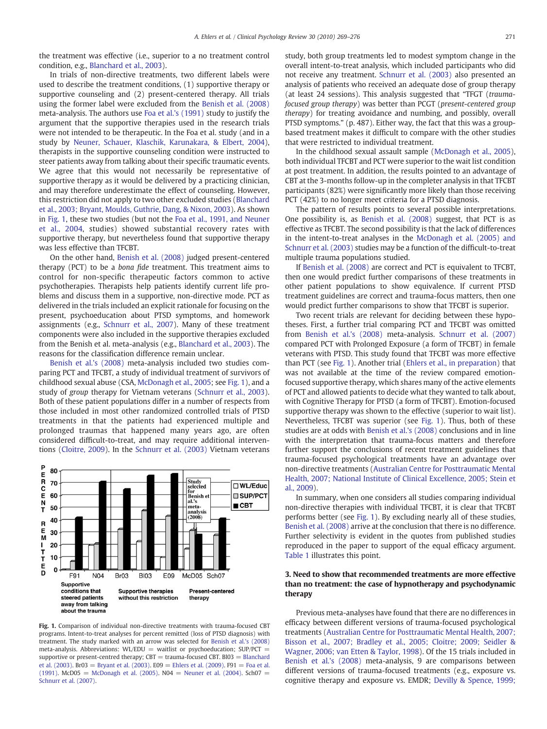the treatment was effective (i.e., superior to a no treatment control condition, e.g., Blanchard et al., 2003).

In trials of non-directive treatments, two different labels were used to describe the treatment conditions, (1) supportive therapy or supportive counseling and (2) present-centered therapy. All trials using the former label were excluded from the Benish et al. (2008) meta-analysis. The authors use Foa et al.'s (1991) study to justify the argument that the supportive therapies used in the research trials were not intended to be therapeutic. In the Foa et al. study (and in a study by Neuner, Schauer, Klaschik, Karunakara, & Elbert, 2004), therapists in the supportive counseling condition were instructed to steer patients away from talking about their specific traumatic events. We agree that this would not necessarily be representative of supportive therapy as it would be delivered by a practicing clinician, and may therefore underestimate the effect of counseling. However, this restriction did not apply to two other excluded studies (Blanchard et al., 2003; Bryant, Moulds, Guthrie, Dang, & Nixon, 2003). As shown in Fig. 1, these two studies (but not the Foa et al., 1991, and Neuner et al., 2004, studies) showed substantial recovery rates with supportive therapy, but nevertheless found that supportive therapy was less effective than TFCBT.

On the other hand, Benish et al. (2008) judged present-centered therapy (PCT) to be a *bona fide* treatment. This treatment aims to control for non-specific therapeutic factors common to active psychotherapies. Therapists help patients identify current life problems and discuss them in a supportive, non-directive mode. PCT as delivered in the trials included an explicit rationale for focusing on the present, psychoeducation about PTSD symptoms, and homework assignments (e.g., Schnurr et al., 2007). Many of these treatment components were also included in the supportive therapies excluded from the Benish et al. meta-analysis (e.g., Blanchard et al., 2003). The reasons for the classification difference remain unclear.

Benish et al.'s (2008) meta-analysis included two studies comparing PCT and TFCBT, a study of individual treatment of survivors of childhood sexual abuse (CSA, McDonagh et al., 2005; see Fig. 1), and a study of *group* therapy for Vietnam veterans (Schnurr et al., 2003). Both of these patient populations differ in a number of respects from those included in most other randomized controlled trials of PTSD treatments in that the patients had experienced multiple and prolonged traumas that happened many years ago, are often considered difficult-to-treat, and may require additional interventions (Cloitre, 2009). In the Schnurr et al. (2003) Vietnam veterans study, both group treatments led to modest symptom change in the overall intent-to-treat analysis, which included participants who did not receive any treatment. Schnurr et al. (2003) also presented an analysis of patients who received an adequate dose of group therapy (at least 24 sessions). This analysis suggested that "TFGT (*trauma-focused group therapy*) was better than PCGT (*present-centered group therapy*) for treating avoidance and numbing, and possibly, overall PTSD symptoms." (p. 487). Either way, the fact that this was a group-based treatment makes it difficult to compare with the other studies that were restricted to individual treatment.

In the childhood sexual assault sample (McDonagh et al., 2005), both individual TFCBT and PCT were superior to the wait list condition at post treatment. In addition, the results pointed to an advantage of CBT at the 3-months follow-up in the completer analysis in that TFCBT participants (82%) were significantly more likely than those receiving PCT (42%) to no longer meet criteria for a PTSD diagnosis.

The pattern of results points to several possible interpretations. One possibility is, as Benish et al. (2008) suggest, that PCT is as effective as TFCBT. The second possibility is that the lack of differences in the intent-to-treat analyses in the McDonagh et al. (2005) and Schnurr et al. (2003) studies may be a function of the difficult-to-treat multiple trauma populations studied.

If Benish et al. (2008) are correct and PCT is equivalent to TFCBT, then one would predict further comparisons of these treatments in other patient populations to show equivalence. If current PTSD treatment guidelines are correct and trauma-focus matters, then one would predict further comparisons to show that TFCBT is superior.

Two recent trials are relevant for deciding between these hypotheses. First, a further trial comparing PCT and TFCBT was omitted from Benish et al.'s (2008) meta-analysis. Schnurr et al. (2007) compared PCT with Prolonged Exposure (a form of TFCBT) in female veterans with PTSD. This study found that TFCBT was more effective than PCT (see Fig. 1). Another trial (Ehlers et al., in preparation) that was not available at the time of the review compared emotion-focused supportive therapy, which shares many of the active elements of PCT and allowed patients to decide what they wanted to talk about, with Cognitive Therapy for PTSD (a form of TFCBT). Emotion-focused supportive therapy was shown to be effective (superior to wait list). Nevertheless, TFCBT was superior (see Fig. 1). Thus, both of these studies are at odds with Benish et al.'s (2008) conclusions and in line with the interpretation that trauma-focus matters and therefore further support the conclusions of recent treatment guidelines that trauma-focused psychological treatments have an advantage over non-directive treatments (Australian Centre for Posttraumatic Mental Health, 2007; National Institute of Clinical Excellence, 2005; Stein et al., 2009).

In summary, when one considers all studies comparing individual non-directive therapies with individual TFCBT, it is clear that TFCBT performs better (see Fig. 1). By excluding nearly all of these studies, Benish et al. (2008) arrive at the conclusion that there is no difference. Further selectivity is evident in the quotes from published studies reproduced in the paper to support of the equal efficacy argument. Table 1 illustrates this point.

**Fig. 1.** Comparison of individual non-directive treatments with trauma-focused CBT programs. Intent-to-treat analyses for percent remitted (loss of PTSD diagnosis) with treatment. The study marked with an arrow was selected for Benish et al.'s (2008) meta-analysis. Abbreviations: WL/EDU = waitlist or psychoeducation; SUP/PCT = supportive or present-centred therapy; CBT = trauma-focused CBT. Bl03 = Blanchard et al. (2003). Br03 = Bryant et al. (2003). E09 = Ehlers et al. (2009). F91 = Foa et al. (1991). McD05 = McDonagh et al. (2005). N04 = Neuner et al. (2004). Sch07 = Schnurr et al. (2007).

## 3. Need to show that recommended treatments are more effective than no treatment: the case of hypnotherapy and psychodynamic therapy

Previous meta-analyses have found that there are no differences in efficacy between different versions of trauma-focused psychological treatments (Australian Centre for Posttraumatic Mental Health, 2007; Bisson et al., 2007; Bradley et al., 2005; Cloitre; 2009; Seidler & Wagner, 2006; van Etten & Taylor, 1998). Of the 15 trials included in Benish et al.'s (2008) meta-analysis, 9 are comparisons between different versions of trauma-focused treatments (e.g., exposure vs. cognitive therapy and exposure vs. EMDR; Devilly & Spence, 1999;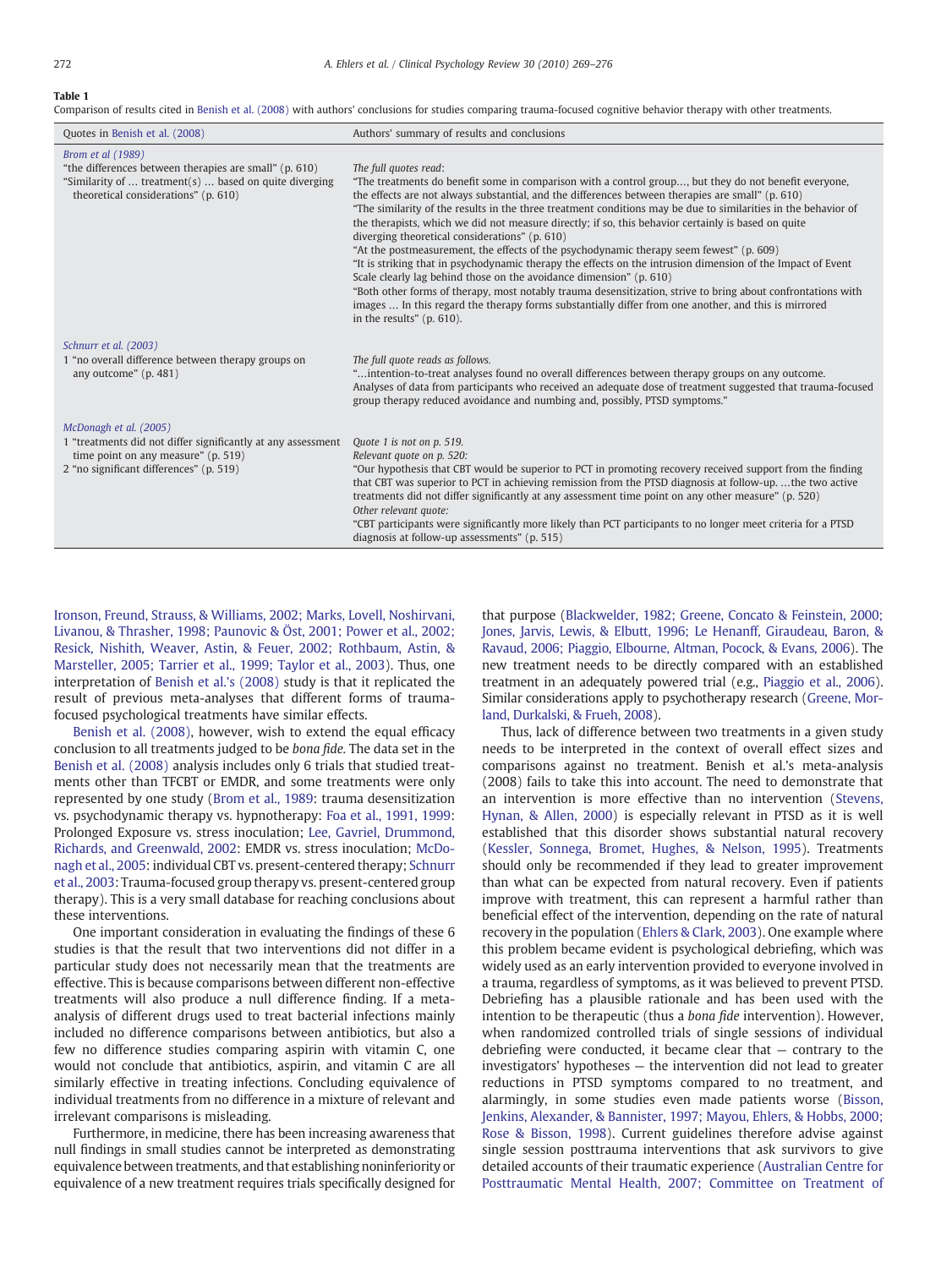**Table 1**

Comparison of results cited in Benish et al. (2008) with authors' conclusions for studies comparing trauma-focused cognitive behavior therapy with other treatments.

| Quotes in Benish et al. (2008) | Authors' summary of results and conclusions |
|---|---|
| *Brom et al (1989)*<br>"the differences between therapies are small" (p. 610)<br>"Similarity of … treatment(s) … based on quite diverging theoretical considerations" (p. 610) | *The full quotes read:*<br>"The treatments do benefit some in comparison with a control group…, but they do not benefit everyone, the effects are not always substantial, and the differences between therapies are small" (p. 610)<br>"The similarity of the results in the three treatment conditions may be due to similarities in the behavior of the therapists, which we did not measure directly; if so, this behavior certainly is based on quite diverging theoretical considerations" (p. 610)<br>"At the postmeasurement, the effects of the psychodynamic therapy seem fewest" (p. 609)<br>"It is striking that in psychodynamic therapy the effects on the intrusion dimension of the Impact of Event Scale clearly lag behind those on the avoidance dimension" (p. 610)<br>"Both other forms of therapy, most notably trauma desensitization, strive to bring about confrontations with images … In this regard the therapy forms substantially differ from one another, and this is mirrored in the results" (p. 610). |
| *Schnurr et al. (2003)*<br>1 "no overall difference between therapy groups on any outcome" (p. 481) | *The full quote reads as follows.*<br>"…intention-to-treat analyses found no overall differences between therapy groups on any outcome. Analyses of data from participants who received an adequate dose of treatment suggested that trauma-focused group therapy reduced avoidance and numbing and, possibly, PTSD symptoms." |
| *McDonagh et al. (2005)*<br>1 "treatments did not differ significantly at any assessment time point on any measure" (p. 519)<br>2 "no significant differences" (p. 519) | *Quote 1 is not on p. 519.*<br>*Relevant quote on p. 520:*<br>"Our hypothesis that CBT would be superior to PCT in promoting recovery received support from the finding that CBT was superior to PCT in achieving remission from the PTSD diagnosis at follow-up. …the two active treatments did not differ significantly at any assessment time point on any other measure" (p. 520)<br>*Other relevant quote:*<br>"CBT participants were significantly more likely than PCT participants to no longer meet criteria for a PTSD diagnosis at follow-up assessments" (p. 515) |

Ironson, Freund, Strauss, & Williams, 2002; Marks, Lovell, Noshirvani, Livanou, & Thrasher, 1998; Paunovic & Öst, 2001; Power et al., 2002; Resick, Nishith, Weaver, Astin, & Feuer, 2002; Rothbaum, Astin, & Marsteller, 2005; Tarrier et al., 1999; Taylor et al., 2003). Thus, one interpretation of Benish et al.'s (2008) study is that it replicated the result of previous meta-analyses that different forms of trauma-focused psychological treatments have similar effects.

Benish et al. (2008), however, wish to extend the equal efficacy conclusion to all treatments judged to be *bona fide*. The data set in the Benish et al. (2008) analysis includes only 6 trials that studied treatments other than TFCBT or EMDR, and some treatments were only represented by one study (Brom et al., 1989: trauma desensitization vs. psychodynamic therapy vs. hypnotherapy: Foa et al., 1991, 1999: Prolonged Exposure vs. stress inoculation; Lee, Gavriel, Drummond, Richards, and Greenwald, 2002: EMDR vs. stress inoculation; McDonagh et al., 2005: individual CBT vs. present-centered therapy; Schnurr et al., 2003: Trauma-focused group therapy vs. present-centered group therapy). This is a very small database for reaching conclusions about these interventions.

One important consideration in evaluating the findings of these 6 studies is that the result that two interventions did not differ in a particular study does not necessarily mean that the treatments are effective. This is because comparisons between different non-effective treatments will also produce a null difference finding. If a meta-analysis of different drugs used to treat bacterial infections mainly included no difference comparisons between antibiotics, but also a few no difference studies comparing aspirin with vitamin C, one would not conclude that antibiotics, aspirin, and vitamin C are all similarly effective in treating infections. Concluding equivalence of individual treatments from no difference in a mixture of relevant and irrelevant comparisons is misleading.

Furthermore, in medicine, there has been increasing awareness that null findings in small studies cannot be interpreted as demonstrating equivalence between treatments, and that establishing noninferiority or equivalence of a new treatment requires trials specifically designed for that purpose (Blackwelder, 1982; Greene, Concato & Feinstein, 2000; Jones, Jarvis, Lewis, & Elbutt, 1996; Le Henanff, Giraudeau, Baron, & Ravaud, 2006; Piaggio, Elbourne, Altman, Pocock, & Evans, 2006). The new treatment needs to be directly compared with an established treatment in an adequately powered trial (e.g., Piaggio et al., 2006). Similar considerations apply to psychotherapy research (Greene, Morland, Durkalski, & Frueh, 2008).

Thus, lack of difference between two treatments in a given study needs to be interpreted in the context of overall effect sizes and comparisons against no treatment. Benish et al.'s meta-analysis (2008) fails to take this into account. The need to demonstrate that an intervention is more effective than no intervention (Stevens, Hynan, & Allen, 2000) is especially relevant in PTSD as it is well established that this disorder shows substantial natural recovery (Kessler, Sonnega, Bromet, Hughes, & Nelson, 1995). Treatments should only be recommended if they lead to greater improvement than what can be expected from natural recovery. Even if patients improve with treatment, this can represent a harmful rather than beneficial effect of the intervention, depending on the rate of natural recovery in the population (Ehlers & Clark, 2003). One example where this problem became evident is psychological debriefing, which was widely used as an early intervention provided to everyone involved in a trauma, regardless of symptoms, as it was believed to prevent PTSD. Debriefing has a plausible rationale and has been used with the intention to be therapeutic (thus a *bona fide* intervention). However, when randomized controlled trials of single sessions of individual debriefing were conducted, it became clear that — contrary to the investigators' hypotheses — the intervention did not lead to greater reductions in PTSD symptoms compared to no treatment, and alarmingly, in some studies even made patients worse (Bisson, Jenkins, Alexander, & Bannister, 1997; Mayou, Ehlers, & Hobbs, 2000; Rose & Bisson, 1998). Current guidelines therefore advise against single session posttrauma interventions that ask survivors to give detailed accounts of their traumatic experience (Australian Centre for Posttraumatic Mental Health, 2007; Committee on Treatment of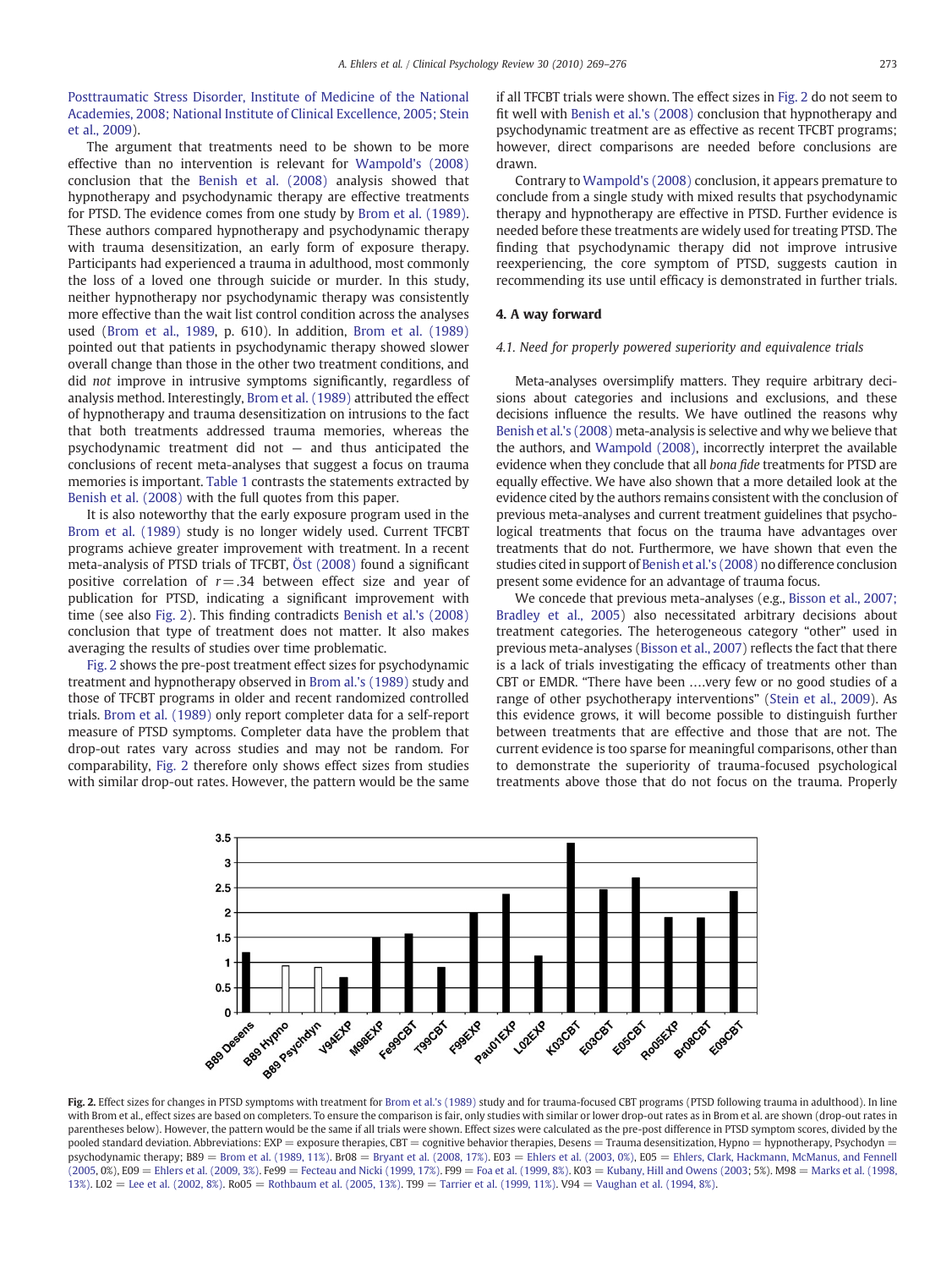Posttraumatic Stress Disorder, Institute of Medicine of the National Academies, 2008; National Institute of Clinical Excellence, 2005; Stein et al., 2009).

The argument that treatments need to be shown to be more effective than no intervention is relevant for Wampold's (2008) conclusion that the Benish et al. (2008) analysis showed that hypnotherapy and psychodynamic therapy are effective treatments for PTSD. The evidence comes from one study by Brom et al. (1989). These authors compared hypnotherapy and psychodynamic therapy with trauma desensitization, an early form of exposure therapy. Participants had experienced a trauma in adulthood, most commonly the loss of a loved one through suicide or murder. In this study, neither hypnotherapy nor psychodynamic therapy was consistently more effective than the wait list control condition across the analyses used (Brom et al., 1989, p. 610). In addition, Brom et al. (1989) pointed out that patients in psychodynamic therapy showed slower overall change than those in the other two treatment conditions, and did *not* improve in intrusive symptoms significantly, regardless of analysis method. Interestingly, Brom et al. (1989) attributed the effect of hypnotherapy and trauma desensitization on intrusions to the fact that both treatments addressed trauma memories, whereas the psychodynamic treatment did not — and thus anticipated the conclusions of recent meta-analyses that suggest a focus on trauma memories is important. Table 1 contrasts the statements extracted by Benish et al. (2008) with the full quotes from this paper.

It is also noteworthy that the early exposure program used in the Brom et al. (1989) study is no longer widely used. Current TFCBT programs achieve greater improvement with treatment. In a recent meta-analysis of PTSD trials of TFCBT, Öst (2008) found a significant positive correlation of $r = .34$ between effect size and year of publication for PTSD, indicating a significant improvement with time (see also Fig. 2). This finding contradicts Benish et al.'s (2008) conclusion that type of treatment does not matter. It also makes averaging the results of studies over time problematic.

Fig. 2 shows the pre-post treatment effect sizes for psychodynamic treatment and hypnotherapy observed in Brom al.'s (1989) study and those of TFCBT programs in older and recent randomized controlled trials. Brom et al. (1989) only report completer data for a self-report measure of PTSD symptoms. Completer data have the problem that drop-out rates vary across studies and may not be random. For comparability, Fig. 2 therefore only shows effect sizes from studies with similar drop-out rates. However, the pattern would be the same if all TFCBT trials were shown. The effect sizes in Fig. 2 do not seem to fit well with Benish et al.'s (2008) conclusion that hypnotherapy and psychodynamic treatment are as effective as recent TFCBT programs; however, direct comparisons are needed before conclusions are drawn.

Contrary to Wampold's (2008) conclusion, it appears premature to conclude from a single study with mixed results that psychodynamic therapy and hypnotherapy are effective in PTSD. Further evidence is needed before these treatments are widely used for treating PTSD. The finding that psychodynamic therapy did not improve intrusive reexperiencing, the core symptom of PTSD, suggests caution in recommending its use until efficacy is demonstrated in further trials.

## 4. A way forward

### 4.1. Need for properly powered superiority and equivalence trials

Meta-analyses oversimplify matters. They require arbitrary decisions about categories and inclusions and exclusions, and these decisions influence the results. We have outlined the reasons why Benish et al.'s (2008) meta-analysis is selective and why we believe that the authors, and Wampold (2008), incorrectly interpret the available evidence when they conclude that all *bona fide* treatments for PTSD are equally effective. We have also shown that a more detailed look at the evidence cited by the authors remains consistent with the conclusion of previous meta-analyses and current treatment guidelines that psychological treatments that focus on the trauma have advantages over treatments that do not. Furthermore, we have shown that even the studies cited in support of Benish et al.'s (2008) no difference conclusion present some evidence for an advantage of trauma focus.

We concede that previous meta-analyses (e.g., Bisson et al., 2007; Bradley et al., 2005) also necessitated arbitrary decisions about treatment categories. The heterogeneous category "other" used in previous meta-analyses (Bisson et al., 2007) reflects the fact that there is a lack of trials investigating the efficacy of treatments other than CBT or EMDR. "There have been ….very few or no good studies of a range of other psychotherapy interventions" (Stein et al., 2009). As this evidence grows, it will become possible to distinguish further between treatments that are effective and those that are not. The current evidence is too sparse for meaningful comparisons, other than to demonstrate the superiority of trauma-focused psychological treatments above those that do not focus on the trauma. Properly

**Fig. 2.** Effect sizes for changes in PTSD symptoms with treatment for Brom et al.'s (1989) study and for trauma-focused CBT programs (PTSD following trauma in adulthood). In line with Brom et al., effect sizes are based on completers. To ensure the comparison is fair, only studies with similar or lower drop-out rates as in Brom et al. are shown (drop-out rates in parentheses below). However, the pattern would be the same if all trials were shown. Effect sizes were calculated as the pre-post difference in PTSD symptom scores, divided by the pooled standard deviation. Abbreviations: EXP = exposure therapies, CBT = cognitive behavior therapies, Desens = Trauma desensitization, Hypno = hypnotherapy, Psychodyn = psychodynamic therapy; B89 = Brom et al. (1989, 11%). Br08 = Bryant et al. (2008, 17%). E03 = Ehlers et al. (2003, 0%), E05 = Ehlers, Clark, Hackmann, McManus, and Fennell (2005, 0%), E09 = Ehlers et al. (2009, 3%). Fe99 = Fecteau and Nicki (1999, 17%). F99 = Foa et al. (1999, 8%). K03 = Kubany, Hill and Owens (2003; 5%). M98 = Marks et al. (1998, 13%). L02 = Lee et al. (2002, 8%). Ro05 = Rothbaum et al. (2005, 13%). T99 = Tarrier et al. (1999, 11%). V94 = Vaughan et al. (1994, 8%).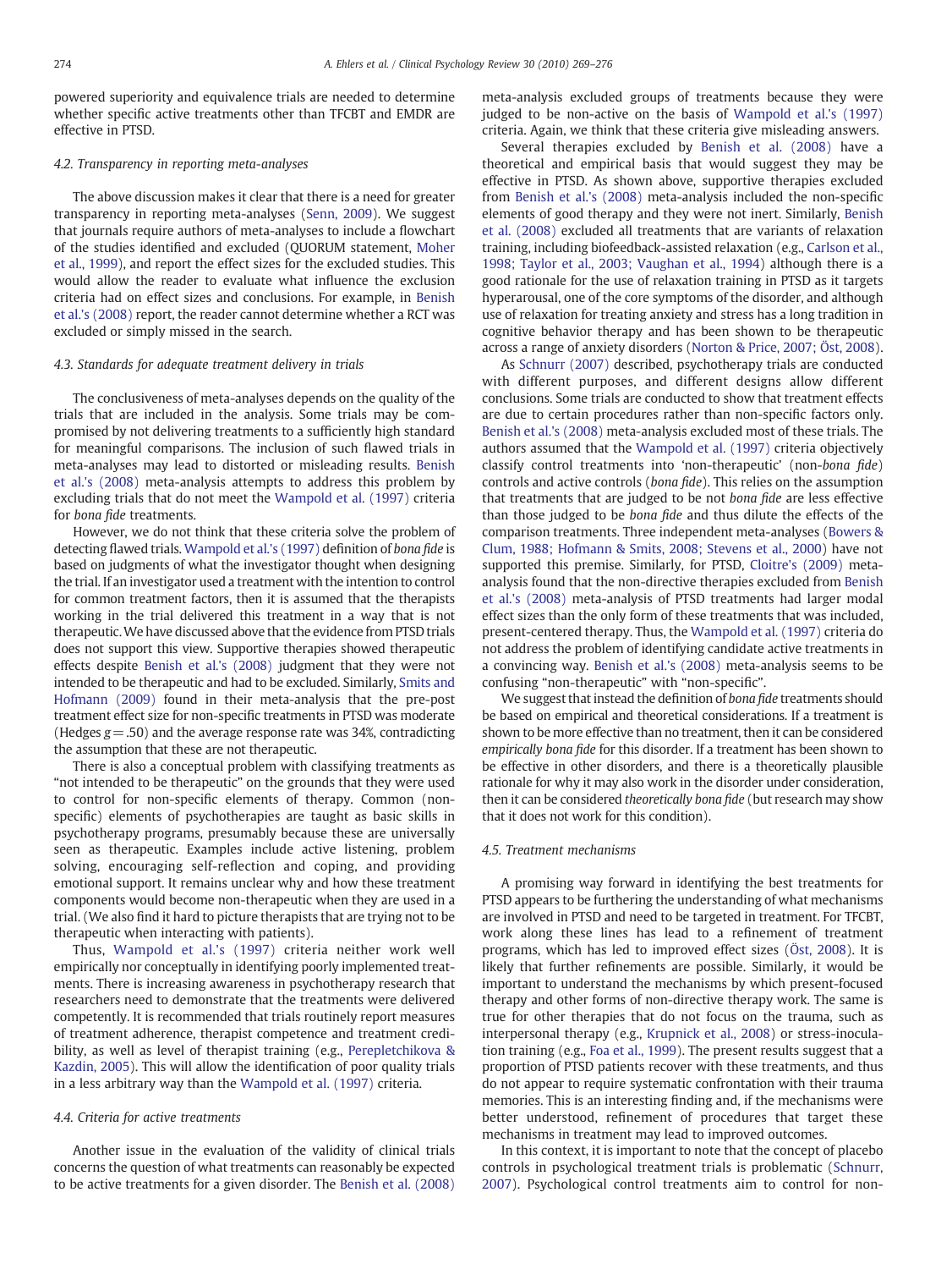powered superiority and equivalence trials are needed to determine whether specific active treatments other than TFCBT and EMDR are effective in PTSD.

### 4.2. Transparency in reporting meta-analyses

The above discussion makes it clear that there is a need for greater transparency in reporting meta-analyses (Senn, 2009). We suggest that journals require authors of meta-analyses to include a flowchart of the studies identified and excluded (QUORUM statement, Moher et al., 1999), and report the effect sizes for the excluded studies. This would allow the reader to evaluate what influence the exclusion criteria had on effect sizes and conclusions. For example, in Benish et al.'s (2008) report, the reader cannot determine whether a RCT was excluded or simply missed in the search.

### 4.3. Standards for adequate treatment delivery in trials

The conclusiveness of meta-analyses depends on the quality of the trials that are included in the analysis. Some trials may be compromised by not delivering treatments to a sufficiently high standard for meaningful comparisons. The inclusion of such flawed trials in meta-analyses may lead to distorted or misleading results. Benish et al.'s (2008) meta-analysis attempts to address this problem by excluding trials that do not meet the Wampold et al. (1997) criteria for *bona fide* treatments.

However, we do not think that these criteria solve the problem of detecting flawed trials. Wampold et al.'s (1997) definition of *bona fide* is based on judgments of what the investigator thought when designing the trial. If an investigator used a treatment with the intention to control for common treatment factors, then it is assumed that the therapists working in the trial delivered this treatment in a way that is not therapeutic. We have discussed above that the evidence from PTSD trials does not support this view. Supportive therapies showed therapeutic effects despite Benish et al.'s (2008) judgment that they were not intended to be therapeutic and had to be excluded. Similarly, Smits and Hofmann (2009) found in their meta-analysis that the pre-post treatment effect size for non-specific treatments in PTSD was moderate (Hedges $g = .50$) and the average response rate was 34%, contradicting the assumption that these are not therapeutic.

There is also a conceptual problem with classifying treatments as "not intended to be therapeutic" on the grounds that they were used to control for non-specific elements of therapy. Common (non-specific) elements of psychotherapies are taught as basic skills in psychotherapy programs, presumably because these are universally seen as therapeutic. Examples include active listening, problem solving, encouraging self-reflection and coping, and providing emotional support. It remains unclear why and how these treatment components would become non-therapeutic when they are used in a trial. (We also find it hard to picture therapists that are trying not to be therapeutic when interacting with patients).

Thus, Wampold et al.'s (1997) criteria neither work well empirically nor conceptually in identifying poorly implemented treatments. There is increasing awareness in psychotherapy research that researchers need to demonstrate that the treatments were delivered competently. It is recommended that trials routinely report measures of treatment adherence, therapist competence and treatment credibility, as well as level of therapist training (e.g., Perepletchikova & Kazdin, 2005). This will allow the identification of poor quality trials in a less arbitrary way than the Wampold et al. (1997) criteria.

### 4.4. Criteria for active treatments

Another issue in the evaluation of the validity of clinical trials concerns the question of what treatments can reasonably be expected to be active treatments for a given disorder. The Benish et al. (2008) meta-analysis excluded groups of treatments because they were judged to be non-active on the basis of Wampold et al.'s (1997) criteria. Again, we think that these criteria give misleading answers.

Several therapies excluded by Benish et al. (2008) have a theoretical and empirical basis that would suggest they may be effective in PTSD. As shown above, supportive therapies excluded from Benish et al.'s (2008) meta-analysis included the non-specific elements of good therapy and they were not inert. Similarly, Benish et al. (2008) excluded all treatments that are variants of relaxation training, including biofeedback-assisted relaxation (e.g., Carlson et al., 1998; Taylor et al., 2003; Vaughan et al., 1994) although there is a good rationale for the use of relaxation training in PTSD as it targets hyperarousal, one of the core symptoms of the disorder, and although use of relaxation for treating anxiety and stress has a long tradition in cognitive behavior therapy and has been shown to be therapeutic across a range of anxiety disorders (Norton & Price, 2007; Öst, 2008).

As Schnurr (2007) described, psychotherapy trials are conducted with different purposes, and different designs allow different conclusions. Some trials are conducted to show that treatment effects are due to certain procedures rather than non-specific factors only. Benish et al.'s (2008) meta-analysis excluded most of these trials. The authors assumed that the Wampold et al. (1997) criteria objectively classify control treatments into 'non-therapeutic' (non-*bona fide*) controls and active controls (*bona fide*). This relies on the assumption that treatments that are judged to be not *bona fide* are less effective than those judged to be *bona fide* and thus dilute the effects of the comparison treatments. Three independent meta-analyses (Bowers & Clum, 1988; Hofmann & Smits, 2008; Stevens et al., 2000) have not supported this premise. Similarly, for PTSD, Cloitre's (2009) meta-analysis found that the non-directive therapies excluded from Benish et al.'s (2008) meta-analysis of PTSD treatments had larger modal effect sizes than the only form of these treatments that was included, present-centered therapy. Thus, the Wampold et al. (1997) criteria do not address the problem of identifying candidate active treatments in a convincing way. Benish et al.'s (2008) meta-analysis seems to be confusing "non-therapeutic" with "non-specific".

We suggest that instead the definition of *bona fide* treatments should be based on empirical and theoretical considerations. If a treatment is shown to be more effective than no treatment, then it can be considered *empirically bona fide* for this disorder. If a treatment has been shown to be effective in other disorders, and there is a theoretically plausible rationale for why it may also work in the disorder under consideration, then it can be considered *theoretically bona fide* (but research may show that it does not work for this condition).

### 4.5. Treatment mechanisms

A promising way forward in identifying the best treatments for PTSD appears to be furthering the understanding of what mechanisms are involved in PTSD and need to be targeted in treatment. For TFCBT, work along these lines has lead to a refinement of treatment programs, which has led to improved effect sizes (Öst, 2008). It is likely that further refinements are possible. Similarly, it would be important to understand the mechanisms by which present-focused therapy and other forms of non-directive therapy work. The same is true for other therapies that do not focus on the trauma, such as interpersonal therapy (e.g., Krupnick et al., 2008) or stress-inoculation training (e.g., Foa et al., 1999). The present results suggest that a proportion of PTSD patients recover with these treatments, and thus do not appear to require systematic confrontation with their trauma memories. This is an interesting finding and, if the mechanisms were better understood, refinement of procedures that target these mechanisms in treatment may lead to improved outcomes.

In this context, it is important to note that the concept of placebo controls in psychological treatment trials is problematic (Schnurr, 2007). Psychological control treatments aim to control for non-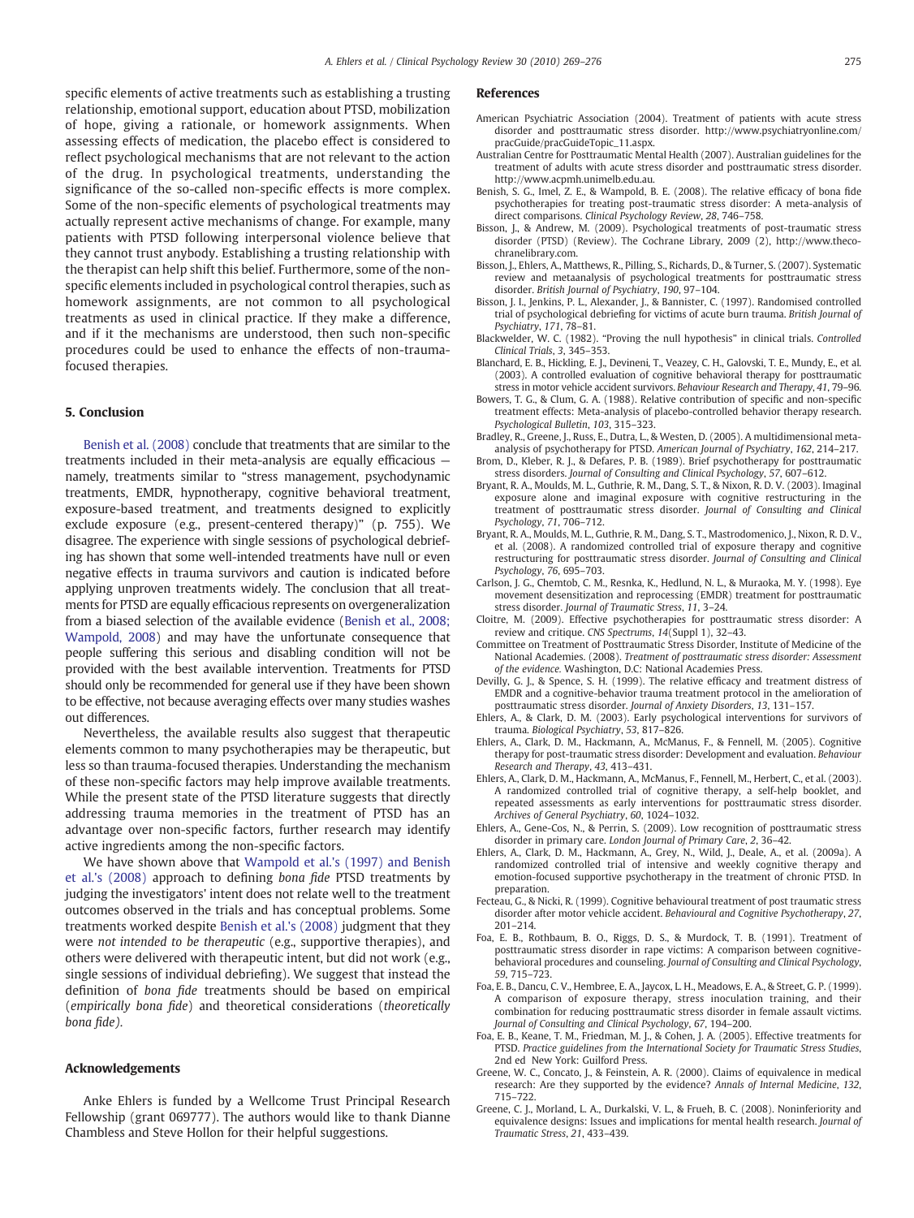specific elements of active treatments such as establishing a trusting relationship, emotional support, education about PTSD, mobilization of hope, giving a rationale, or homework assignments. When assessing effects of medication, the placebo effect is considered to reflect psychological mechanisms that are not relevant to the action of the drug. In psychological treatments, understanding the significance of the so-called non-specific effects is more complex. Some of the non-specific elements of psychological treatments may actually represent active mechanisms of change. For example, many patients with PTSD following interpersonal violence believe that they cannot trust anybody. Establishing a trusting relationship with the therapist can help shift this belief. Furthermore, some of the non-specific elements included in psychological control therapies, such as homework assignments, are not common to all psychological treatments as used in clinical practice. If they make a difference, and if it the mechanisms are understood, then such non-specific procedures could be used to enhance the effects of non-trauma-focused therapies.

## 5. Conclusion

Benish et al. (2008) conclude that treatments that are similar to the treatments included in their meta-analysis are equally efficacious — namely, treatments similar to "stress management, psychodynamic treatments, EMDR, hypnotherapy, cognitive behavioral treatment, exposure-based treatment, and treatments designed to explicitly exclude exposure (e.g., present-centered therapy)" (p. 755). We disagree. The experience with single sessions of psychological debriefing has shown that some well-intended treatments have null or even negative effects in trauma survivors and caution is indicated before applying unproven treatments widely. The conclusion that all treatments for PTSD are equally efficacious represents on overgeneralization from a biased selection of the available evidence (Benish et al., 2008; Wampold, 2008) and may have the unfortunate consequence that people suffering this serious and disabling condition will not be provided with the best available intervention. Treatments for PTSD should only be recommended for general use if they have been shown to be effective, not because averaging effects over many studies washes out differences.

Nevertheless, the available results also suggest that therapeutic elements common to many psychotherapies may be therapeutic, but less so than trauma-focused therapies. Understanding the mechanism of these non-specific factors may help improve available treatments. While the present state of the PTSD literature suggests that directly addressing trauma memories in the treatment of PTSD has an advantage over non-specific factors, further research may identify active ingredients among the non-specific factors.

We have shown above that Wampold et al.'s (1997) and Benish et al.'s (2008) approach to defining *bona fide* PTSD treatments by judging the investigators' intent does not relate well to the treatment outcomes observed in the trials and has conceptual problems. Some treatments worked despite Benish et al.'s (2008) judgment that they were *not intended to be therapeutic* (e.g., supportive therapies), and others were delivered with therapeutic intent, but did not work (e.g., single sessions of individual debriefing). We suggest that instead the definition of *bona fide* treatments should be based on empirical (*empirically bona fide*) and theoretical considerations (*theoretically bona fide*).

## Acknowledgements

Anke Ehlers is funded by a Wellcome Trust Principal Research Fellowship (grant 069777). The authors would like to thank Dianne Chambless and Steve Hollon for their helpful suggestions.

## References

American Psychiatric Association (2004). Treatment of patients with acute stress disorder and posttraumatic stress disorder. http://www.psychiatryonline.com/pracGuide/pracGuideTopic_11.aspx.

Australian Centre for Posttraumatic Mental Health (2007). Australian guidelines for the treatment of adults with acute stress disorder and posttraumatic stress disorder. http://www.acpmh.unimelb.edu.au.

Benish, S. G., Imel, Z. E., & Wampold, B. E. (2008). The relative efficacy of bona fide psychotherapies for treating post-traumatic stress disorder: A meta-analysis of direct comparisons. *Clinical Psychology Review*, *28*, 746–758.

Bisson, J., & Andrew, M. (2009). Psychological treatments of post-traumatic stress disorder (PTSD) (Review). The Cochrane Library, 2009 (2), http://www.thecochranelibrary.com.

Bisson, J., Ehlers, A., Matthews, R., Pilling, S., Richards, D., & Turner, S. (2007). Systematic review and metaanalysis of psychological treatments for posttraumatic stress disorder. *British Journal of Psychiatry*, *190*, 97–104.

Bisson, J. I., Jenkins, P. L., Alexander, J., & Bannister, C. (1997). Randomised controlled trial of psychological debriefing for victims of acute burn trauma. *British Journal of Psychiatry*, *171*, 78–81.

Blackwelder, W. C. (1982). "Proving the null hypothesis" in clinical trials. *Controlled Clinical Trials*, *3*, 345–353.

Blanchard, E. B., Hickling, E. J., Devineni, T., Veazey, C. H., Galovski, T. E., Mundy, E., et al. (2003). A controlled evaluation of cognitive behavioral therapy for posttraumatic stress in motor vehicle accident survivors. *Behaviour Research and Therapy*, *41*, 79–96.

Bowers, T. G., & Clum, G. A. (1988). Relative contribution of specific and non-specific treatment effects: Meta-analysis of placebo-controlled behavior therapy research. *Psychological Bulletin*, *103*, 315–323.

Bradley, R., Greene, J., Russ, E., Dutra, L., & Westen, D. (2005). A multidimensional meta-analysis of psychotherapy for PTSD. *American Journal of Psychiatry*, *162*, 214–217.

Brom, D., Kleber, R. J., & Defares, P. B. (1989). Brief psychotherapy for posttraumatic stress disorders. *Journal of Consulting and Clinical Psychology*, *57*, 607–612.

Bryant, R. A., Moulds, M. L., Guthrie, R. M., Dang, S. T., & Nixon, R. D. V. (2003). Imaginal exposure alone and imaginal exposure with cognitive restructuring in the treatment of posttraumatic stress disorder. *Journal of Consulting and Clinical Psychology*, *71*, 706–712.

Bryant, R. A., Moulds, M. L., Guthrie, R. M., Dang, S. T., Mastrodomenico, J., Nixon, R. D. V., et al. (2008). A randomized controlled trial of exposure therapy and cognitive restructuring for posttraumatic stress disorder. *Journal of Consulting and Clinical Psychology*, *76*, 695–703.

Carlson, J. G., Chemtob, C. M., Resnka, K., Hedlund, N. L., & Muraoka, M. Y. (1998). Eye movement desensitization and reprocessing (EMDR) treatment for posttraumatic stress disorder. *Journal of Traumatic Stress*, *11*, 3–24.

Cloitre, M. (2009). Effective psychotherapies for posttraumatic stress disorder: A review and critique. *CNS Spectrums*, *14*(Suppl 1), 32–43.

Committee on Treatment of Posttraumatic Stress Disorder, Institute of Medicine of the National Academies. (2008). *Treatment of posttraumatic stress disorder: Assessment of the evidence*. Washington, D.C: National Academies Press.

Devilly, G. J., & Spence, S. H. (1999). The relative efficacy and treatment distress of EMDR and a cognitive-behavior trauma treatment protocol in the amelioration of posttraumatic stress disorder. *Journal of Anxiety Disorders*, *13*, 131–157.

Ehlers, A., & Clark, D. M. (2003). Early psychological interventions for survivors of trauma. *Biological Psychiatry*, *53*, 817–826.

Ehlers, A., Clark, D. M., Hackmann, A., McManus, F., & Fennell, M. (2005). Cognitive therapy for post-traumatic stress disorder: Development and evaluation. *Behaviour Research and Therapy*, *43*, 413–431.

Ehlers, A., Clark, D. M., Hackmann, A., McManus, F., Fennell, M., Herbert, C., et al. (2003). A randomized controlled trial of cognitive therapy, a self-help booklet, and repeated assessments as early interventions for posttraumatic stress disorder. *Archives of General Psychiatry*, *60*, 1024–1032.

Ehlers, A., Gene-Cos, N., & Perrin, S. (2009). Low recognition of posttraumatic stress disorder in primary care. *London Journal of Primary Care*, *2*, 36–42.

Ehlers, A., Clark, D. M., Hackmann, A., Grey, N., Wild, J., Deale, A., et al. (2009a). A randomized controlled trial of intensive and weekly cognitive therapy and emotion-focused supportive psychotherapy in the treatment of chronic PTSD. In preparation.

Fecteau, G., & Nicki, R. (1999). Cognitive behavioural treatment of post traumatic stress disorder after motor vehicle accident. *Behavioural and Cognitive Psychotherapy*, *27*, 201–214.

Foa, E. B., Rothbaum, B. O., Riggs, D. S., & Murdock, T. B. (1991). Treatment of posttraumatic stress disorder in rape victims: A comparison between cognitive-behavioral procedures and counseling. *Journal of Consulting and Clinical Psychology*, *59*, 715–723.

Foa, E. B., Dancu, C. V., Hembree, E. A., Jaycox, L. H., Meadows, E. A., & Street, G. P. (1999). A comparison of exposure therapy, stress inoculation training, and their combination for reducing posttraumatic stress disorder in female assault victims. *Journal of Consulting and Clinical Psychology*, *67*, 194–200.

Foa, E. B., Keane, T. M., Friedman, M. J., & Cohen, J. A. (2005). Effective treatments for PTSD. *Practice guidelines from the International Society for Traumatic Stress Studies*, 2nd ed New York: Guilford Press.

Greene, W. C., Concato, J., & Feinstein, A. R. (2000). Claims of equivalence in medical research: Are they supported by the evidence? *Annals of Internal Medicine*, *132*, 715–722.

Greene, C. J., Morland, L. A., Durkalski, V. L., & Frueh, B. C. (2008). Noninferiority and equivalence designs: Issues and implications for mental health research. *Journal of Traumatic Stress*, *21*, 433–439.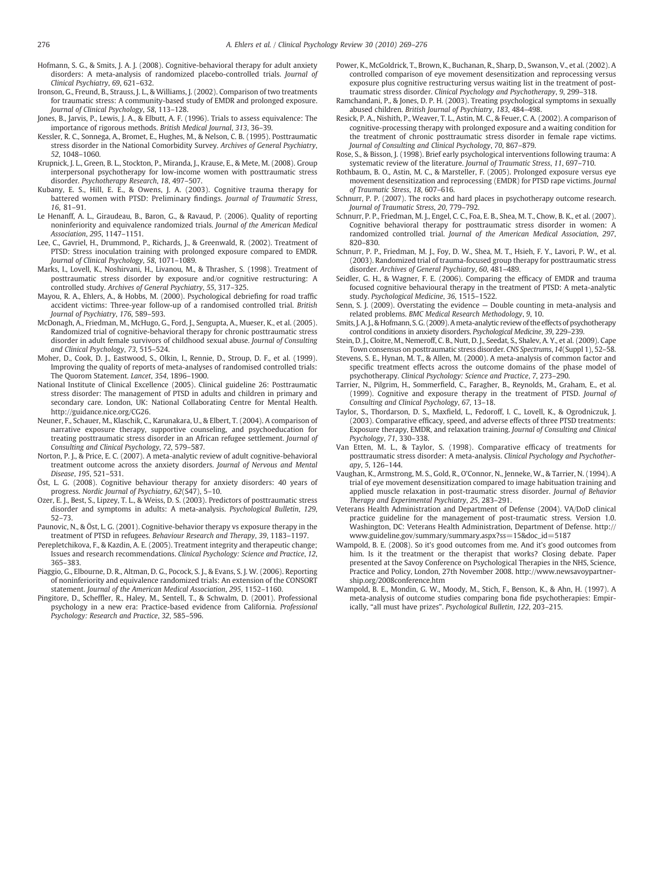Hofmann, S. G., & Smits, J. A. J. (2008). Cognitive-behavioral therapy for adult anxiety disorders: A meta-analysis of randomized placebo-controlled trials. *Journal of Clinical Psychiatry*, *69*, 621–632.

Ironson, G., Freund, B., Strauss, J. L., & Williams, J. (2002). Comparison of two treatments for traumatic stress: A community-based study of EMDR and prolonged exposure. *Journal of Clinical Psychology*, *58*, 113–128.

Jones, B., Jarvis, P., Lewis, J. A., & Elbutt, A. F. (1996). Trials to assess equivalence: The importance of rigorous methods. *British Medical Journal*, *313*, 36–39.

Kessler, R. C., Sonnega, A., Bromet, E., Hughes, M., & Nelson, C. B. (1995). Posttraumatic stress disorder in the National Comorbidity Survey. *Archives of General Psychiatry*, *52*, 1048–1060.

Krupnick, J. L., Green, B. L., Stockton, P., Miranda, J., Krause, E., & Mete, M. (2008). Group interpersonal psychotherapy for low-income women with posttraumatic stress disorder. *Psychotherapy Research*, *18*, 497–507.

Kubany, E. S., Hill, E. E., & Owens, J. A. (2003). Cognitive trauma therapy for battered women with PTSD: Preliminary findings. *Journal of Traumatic Stress*, *16*, 81–91.

Le Henanff, A. L., Giraudeau, B., Baron, G., & Ravaud, P. (2006). Quality of reporting noninferiority and equivalence randomized trials. *Journal of the American Medical Association*, *295*, 1147–1151.

Lee, C., Gavriel, H., Drummond, P., Richards, J., & Greenwald, R. (2002). Treatment of PTSD: Stress inoculation training with prolonged exposure compared to EMDR. *Journal of Clinical Psychology*, *58*, 1071–1089.

Marks, I., Lovell, K., Noshirvani, H., Livanou, M., & Thrasher, S. (1998). Treatment of posttraumatic stress disorder by exposure and/or cognitive restructuring: A controlled study. *Archives of General Psychiatry*, *55*, 317–325.

Mayou, R. A., Ehlers, A., & Hobbs, M. (2000). Psychological debriefing for road traffic accident victims: Three-year follow-up of a randomised controlled trial. *British Journal of Psychiatry*, *176*, 589–593.

McDonagh, A., Friedman, M., McHugo, G., Ford, J., Sengupta, A., Mueser, K., et al. (2005). Randomized trial of cognitive-behavioral therapy for chronic posttraumatic stress disorder in adult female survivors of childhood sexual abuse. *Journal of Consulting and Clinical Psychology*, *73*, 515–524.

Moher, D., Cook, D. J., Eastwood, S., Olkin, I., Rennie, D., Stroup, D. F., et al. (1999). Improving the quality of reports of meta-analyses of randomised controlled trials: The Quorom Statement. *Lancet*, *354*, 1896–1900.

National Institute of Clinical Excellence (2005). Clinical guideline 26: Posttraumatic stress disorder: The management of PTSD in adults and children in primary and secondary care. London, UK: National Collaborating Centre for Mental Health. http://guidance.nice.org/CG26.

Neuner, F., Schauer, M., Klaschik, C., Karunakara, U., & Elbert, T. (2004). A comparison of narrative exposure therapy, supportive counseling, and psychoeducation for treating posttraumatic stress disorder in an African refugee settlement. *Journal of Consulting and Clinical Psychology*, *72*, 579–587.

Norton, P. J., & Price, E. C. (2007). A meta-analytic review of adult cognitive-behavioral treatment outcome across the anxiety disorders. *Journal of Nervous and Mental Disease*, *195*, 521–531.

Öst, L. G. (2008). Cognitive behaviour therapy for anxiety disorders: 40 years of progress. *Nordic Journal of Psychiatry*, *62*(S47), 5–10.

Ozer, E. J., Best, S., Lipzey, T. L., & Weiss, D. S. (2003). Predictors of posttraumatic stress disorder and symptoms in adults: A meta-analysis. *Psychological Bulletin*, *129*, 52–73.

Paunovic, N., & Öst, L. G. (2001). Cognitive-behavior therapy vs exposure therapy in the treatment of PTSD in refugees. *Behaviour Research and Therapy*, *39*, 1183–1197.

Perepletchikova, F., & Kazdin, A. E. (2005). Treatment integrity and therapeutic change; Issues and research recommendations. *Clinical Psychology: Science and Practice*, *12*, 365–383.

Piaggio, G., Elbourne, D. R., Altman, D. G., Pocock, S. J., & Evans, S. J. W. (2006). Reporting of noninferiority and equivalence randomized trials: An extension of the CONSORT statement. *Journal of the American Medical Association*, *295*, 1152–1160.

Pingitore, D., Scheffler, R., Haley, M., Sentell, T., & Schwalm, D. (2001). Professional psychology in a new era: Practice-based evidence from California. *Professional Psychology: Research and Practice*, *32*, 585–596.

Power, K., McGoldrick, T., Brown, K., Buchanan, R., Sharp, D., Swanson, V., et al. (2002). A controlled comparison of eye movement desensitization and reprocessing versus exposure plus cognitive restructuring versus waiting list in the treatment of posttraumatic stress disorder. *Clinical Psychology and Psychotherapy*, *9*, 299–318.

Ramchandani, P., & Jones, D. P. H. (2003). Treating psychological symptoms in sexually abused children. *British Journal of Psychiatry*, *183*, 484–498.

Resick, P. A., Nishith, P., Weaver, T. L., Astin, M. C., & Feuer, C. A. (2002). A comparison of cognitive-processing therapy with prolonged exposure and a waiting condition for the treatment of chronic posttraumatic stress disorder in female rape victims. *Journal of Consulting and Clinical Psychology*, *70*, 867–879.

Rose, S., & Bisson, J. (1998). Brief early psychological interventions following trauma: A systematic review of the literature. *Journal of Traumatic Stress*, *11*, 697–710.

Rothbaum, B. O., Astin, M. C., & Marsteller, F. (2005). Prolonged exposure versus eye movement desensitization and reprocessing (EMDR) for PTSD rape victims. *Journal of Traumatic Stress*, *18*, 607–616.

Schnurr, P. P. (2007). The rocks and hard places in psychotherapy outcome research. *Journal of Traumatic Stress*, *20*, 779–792.

Schnurr, P. P., Friedman, M. J., Engel, C. C., Foa, E. B., Shea, M. T., Chow, B. K., et al. (2007). Cognitive behavioral therapy for posttraumatic stress disorder in women: A randomized controlled trial. *Journal of the American Medical Association*, *297*, 820–830.

Schnurr, P. P., Friedman, M. J., Foy, D. W., Shea, M. T., Hsieh, F. Y., Lavori, P. W., et al. (2003). Randomized trial of trauma-focused group therapy for posttraumatic stress disorder. *Archives of General Psychiatry*, *60*, 481–489.

Seidler, G. H., & Wagner, F. E. (2006). Comparing the efficacy of EMDR and trauma focused cognitive behavioural therapy in the treatment of PTSD: A meta-analytic study. *Psychological Medicine*, *36*, 1515–1522.

Senn, S. J. (2009). Overstating the evidence — Double counting in meta-analysis and related problems. *BMC Medical Research Methodology*, *9*, 10.

Smits, J. A. J., & Hofmann, S. G. (2009). A meta-analytic review of the effects of psychotherapy control conditions in anxiety disorders. *Psychological Medicine*, *39*, 229–239.

Stein, D. J., Cloitre, M., Nemeroff, C. B., Nutt, D. J., Seedat, S., Shalev, A. Y., et al. (2009). Cape Town consensus on posttraumatic stress disorder. *CNS Spectrums*, *14*(Suppl 1), 52–58.

Stevens, S. E., Hynan, M. T., & Allen, M. (2000). A meta-analysis of common factor and specific treatment effects across the outcome domains of the phase model of psychotherapy. *Clinical Psychology: Science and Practice*, *7*, 273–290.

Tarrier, N., Pilgrim, H., Sommerfield, C., Faragher, B., Reynolds, M., Graham, E., et al. (1999). Cognitive and exposure therapy in the treatment of PTSD. *Journal of Consulting and Clinical Psychology*, *67*, 13–18.

Taylor, S., Thordarson, D. S., Maxfield, L., Fedoroff, I. C., Lovell, K., & Ogrodniczuk, J. (2003). Comparative efficacy, speed, and adverse effects of three PTSD treatments: Exposure therapy, EMDR, and relaxation training. *Journal of Consulting and Clinical Psychology*, *71*, 330–338.

Van Etten, M. L., & Taylor, S. (1998). Comparative efficacy of treatments for posttraumatic stress disorder: A meta-analysis. *Clinical Psychology and Psychotherapy*, *5*, 126–144.

Vaughan, K., Armstrong, M. S., Gold, R., O'Connor, N., Jenneke, W., & Tarrier, N. (1994). A trial of eye movement desensitization compared to image habituation training and applied muscle relaxation in post-traumatic stress disorder. *Journal of Behavior Therapy and Experimental Psychiatry*, *25*, 283–291.

Veterans Health Administration and Department of Defense (2004). VA/DoD clinical practice guideline for the management of post-traumatic stress. Version 1.0. Washington, DC: Veterans Health Administration, Department of Defense. http://www.guideline.gov/summary/summary.aspx?ss=15&doc_id=5187

Wampold, B. E. (2008). So it's good outcomes from me. And it's good outcomes from him. Is it the treatment or the therapist that works? Closing debate. Paper presented at the Savoy Conference on Psychological Therapies in the NHS, Science, Practice and Policy, London, 27th November 2008. http://www.newsavoypartnership.org/2008conference.htm

Wampold, B. E., Mondin, G. W., Moody, M., Stich, F., Benson, K., & Ahn, H. (1997). A meta-analysis of outcome studies comparing bona fide psychotherapies: Empirically, "all must have prizes". *Psychological Bulletin*, *122*, 203–215.